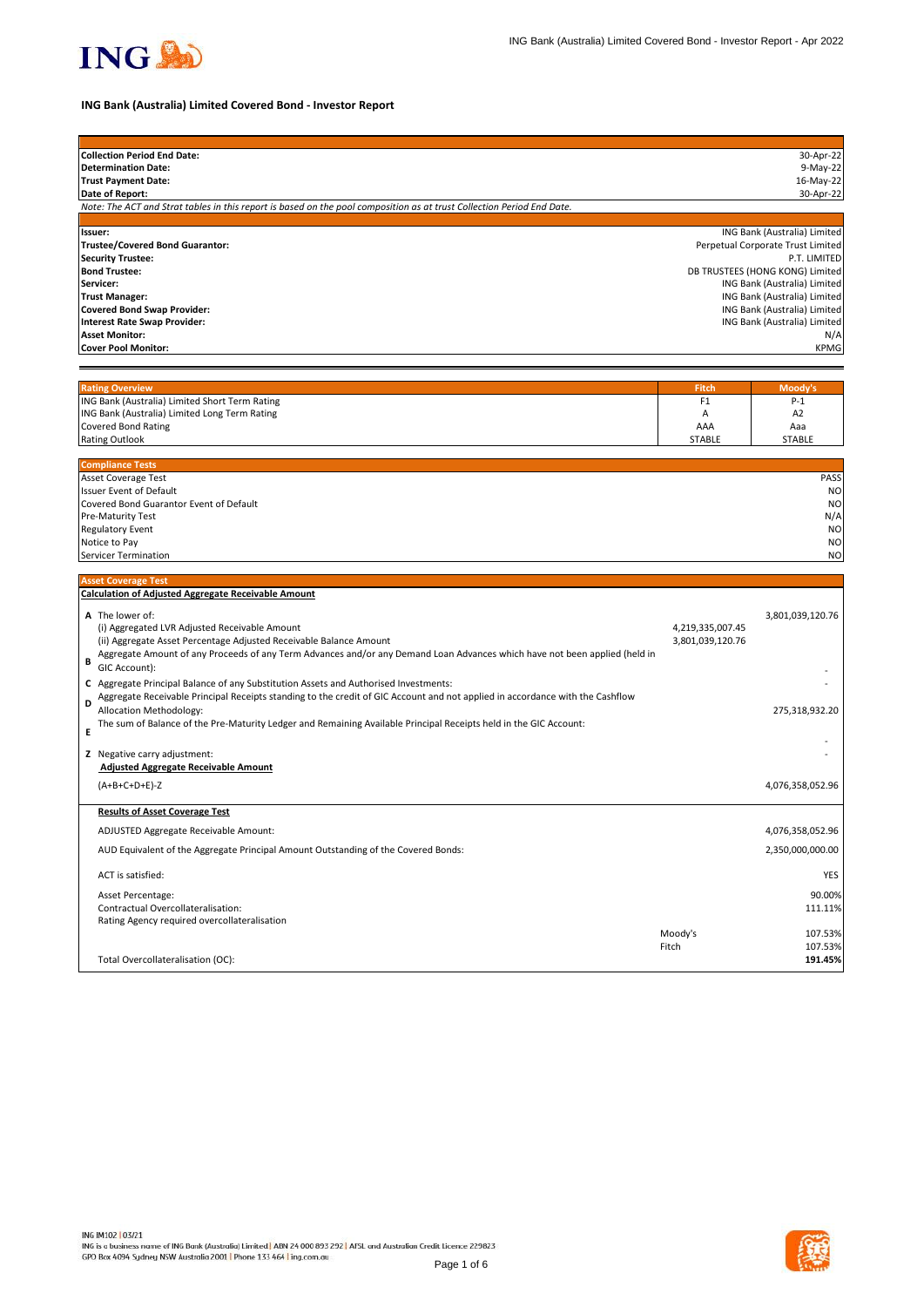# ING Bank (Australia) Limited Covered Bond - Investor Report

| | |
|---|---|
| **Collection Period End Date:** | 30-Apr-22 |
| **Determination Date:** | 9-May-22 |
| **Trust Payment Date:** | 16-May-22 |
| **Date of Report:** | 30-Apr-22 |

*Note: The ACT and Strat tables in this report is based on the pool composition as at trust Collection Period End Date.*

| | |
|---|---|
| **Issuer:** | ING Bank (Australia) Limited |
| **Trustee/Covered Bond Guarantor:** | Perpetual Corporate Trust Limited |
| **Security Trustee:** | P.T. LIMITED |
| **Bond Trustee:** | DB TRUSTEES (HONG KONG) Limited |
| **Servicer:** | ING Bank (Australia) Limited |
| **Trust Manager:** | ING Bank (Australia) Limited |
| **Covered Bond Swap Provider:** | ING Bank (Australia) Limited |
| **Interest Rate Swap Provider:** | ING Bank (Australia) Limited |
| **Asset Monitor:** | N/A |
| **Cover Pool Monitor:** | KPMG |

| Rating Overview | Fitch | Moody's |
|---|---|---|
| ING Bank (Australia) Limited Short Term Rating | F1 | P-1 |
| ING Bank (Australia) Limited Long Term Rating | A | A2 |
| Covered Bond Rating | AAA | Aaa |
| Rating Outlook | STABLE | STABLE |

| Compliance Tests | |
|---|---|
| Asset Coverage Test | PASS |
| Issuer Event of Default | NO |
| Covered Bond Guarantor Event of Default | NO |
| Pre-Maturity Test | N/A |
| Regulatory Event | NO |
| Notice to Pay | NO |
| Servicer Termination | NO |

## Asset Coverage Test

**Calculation of Adjusted Aggregate Receivable Amount**

| | | | |
|---|---|---|---|
| **A** | The lower of: | | 3,801,039,120.76 |
| | (i) Aggregated LVR Adjusted Receivable Amount | 4,219,335,007.45 | |
| | (ii) Aggregate Asset Percentage Adjusted Receivable Balance Amount | 3,801,039,120.76 | |
| **B** | Aggregate Amount of any Proceeds of any Term Advances and/or any Demand Loan Advances which have not been applied (held in GIC Account): | | - |
| **C** | Aggregate Principal Balance of any Substitution Assets and Authorised Investments: | | - |
| **D** | Aggregate Receivable Principal Receipts standing to the credit of GIC Account and not applied in accordance with the Cashflow Allocation Methodology: | | 275,318,932.20 |
| **E** | The sum of Balance of the Pre-Maturity Ledger and Remaining Available Principal Receipts held in the GIC Account: | | - |
| **Z** | Negative carry adjustment: | | - |
| | **Adjusted Aggregate Receivable Amount** | | |
| | (A+B+C+D+E)-Z | | 4,076,358,052.96 |

**Results of Asset Coverage Test**

| | | |
|---|---|---|
| ADJUSTED Aggregate Receivable Amount: | | 4,076,358,052.96 |
| AUD Equivalent of the Aggregate Principal Amount Outstanding of the Covered Bonds: | | 2,350,000,000.00 |
| ACT is satisfied: | | YES |
| Asset Percentage: | | 90.00% |
| Contractual Overcollateralisation: | | 111.11% |
| Rating Agency required overcollateralisation | | |
| | Moody's | 107.53% |
| | Fitch | 107.53% |
| Total Overcollateralisation (OC): | | **191.45%** |

ING IM102 | 03/21
ING is a business name of ING Bank (Australia) Limited | ABN 24 000 893 292 | AFSL and Australian Credit Licence 229823
GPO Box 4094 Sydney NSW Australia 2001 | Phone 133 464 | ing.com.au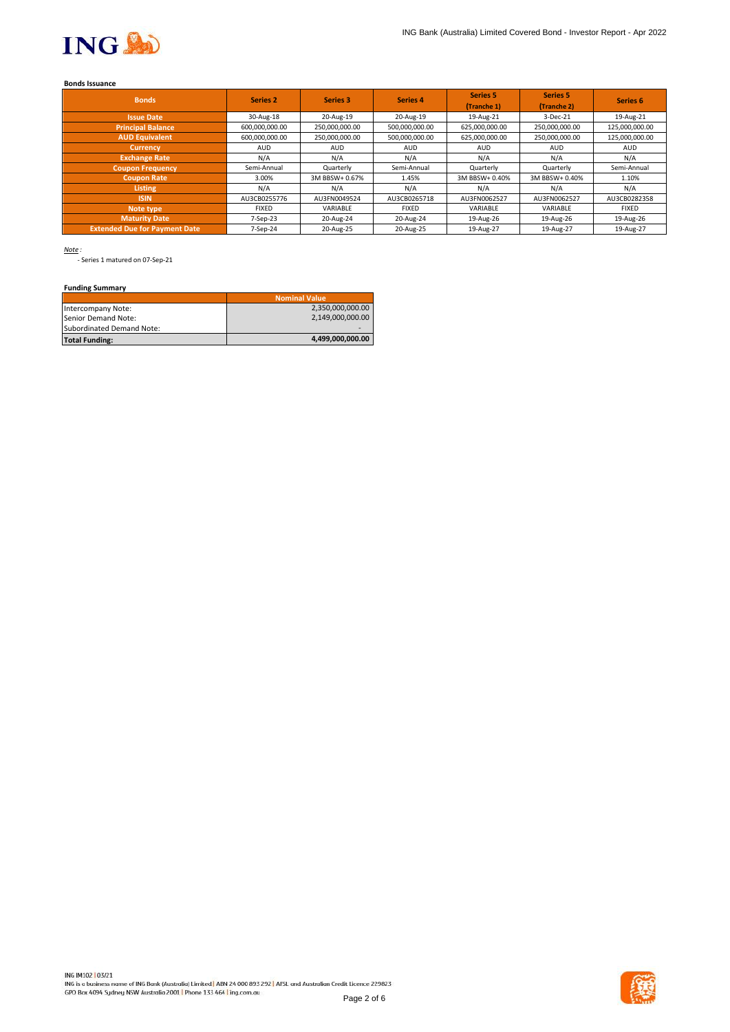**Bonds Issuance**

| Bonds | Series 2 | Series 3 | Series 4 | Series 5 (Tranche 1) | Series 5 (Tranche 2) | Series 6 |
|---|---|---|---|---|---|---|
| Issue Date | 30-Aug-18 | 20-Aug-19 | 20-Aug-19 | 19-Aug-21 | 3-Dec-21 | 19-Aug-21 |
| Principal Balance | 600,000,000.00 | 250,000,000.00 | 500,000,000.00 | 625,000,000.00 | 250,000,000.00 | 125,000,000.00 |
| AUD Equivalent | 600,000,000.00 | 250,000,000.00 | 500,000,000.00 | 625,000,000.00 | 250,000,000.00 | 125,000,000.00 |
| Currency | AUD | AUD | AUD | AUD | AUD | AUD |
| Exchange Rate | N/A | N/A | N/A | N/A | N/A | N/A |
| Coupon Frequency | Semi-Annual | Quarterly | Semi-Annual | Quarterly | Quarterly | Semi-Annual |
| Coupon Rate | 3.00% | 3M BBSW+ 0.67% | 1.45% | 3M BBSW+ 0.40% | 3M BBSW+ 0.40% | 1.10% |
| Listing | N/A | N/A | N/A | N/A | N/A | N/A |
| ISIN | AU3CB0255776 | AU3FN0049524 | AU3CB0265718 | AU3FN0062527 | AU3FN0062527 | AU3CB0282358 |
| Note type | FIXED | VARIABLE | FIXED | VARIABLE | VARIABLE | FIXED |
| Maturity Date | 7-Sep-23 | 20-Aug-24 | 20-Aug-24 | 19-Aug-26 | 19-Aug-26 | 19-Aug-26 |
| Extended Due for Payment Date | 7-Sep-24 | 20-Aug-25 | 20-Aug-25 | 19-Aug-27 | 19-Aug-27 | 19-Aug-27 |

*Note :*

- Series 1 matured on 07-Sep-21

**Funding Summary**

| | Nominal Value |
|---|---|
| Intercompany Note: | 2,350,000,000.00 |
| Senior Demand Note: | 2,149,000,000.00 |
| Subordinated Demand Note: | - |
| **Total Funding:** | **4,499,000,000.00** |

ING IM102 | 03/21
ING is a business name of ING Bank (Australia) Limited | ABN 24 000 893 292 | AFSL and Australian Credit Licence 229823
GPO Box 4094 Sydney NSW Australia 2001 | Phone 133 464 | ing.com.au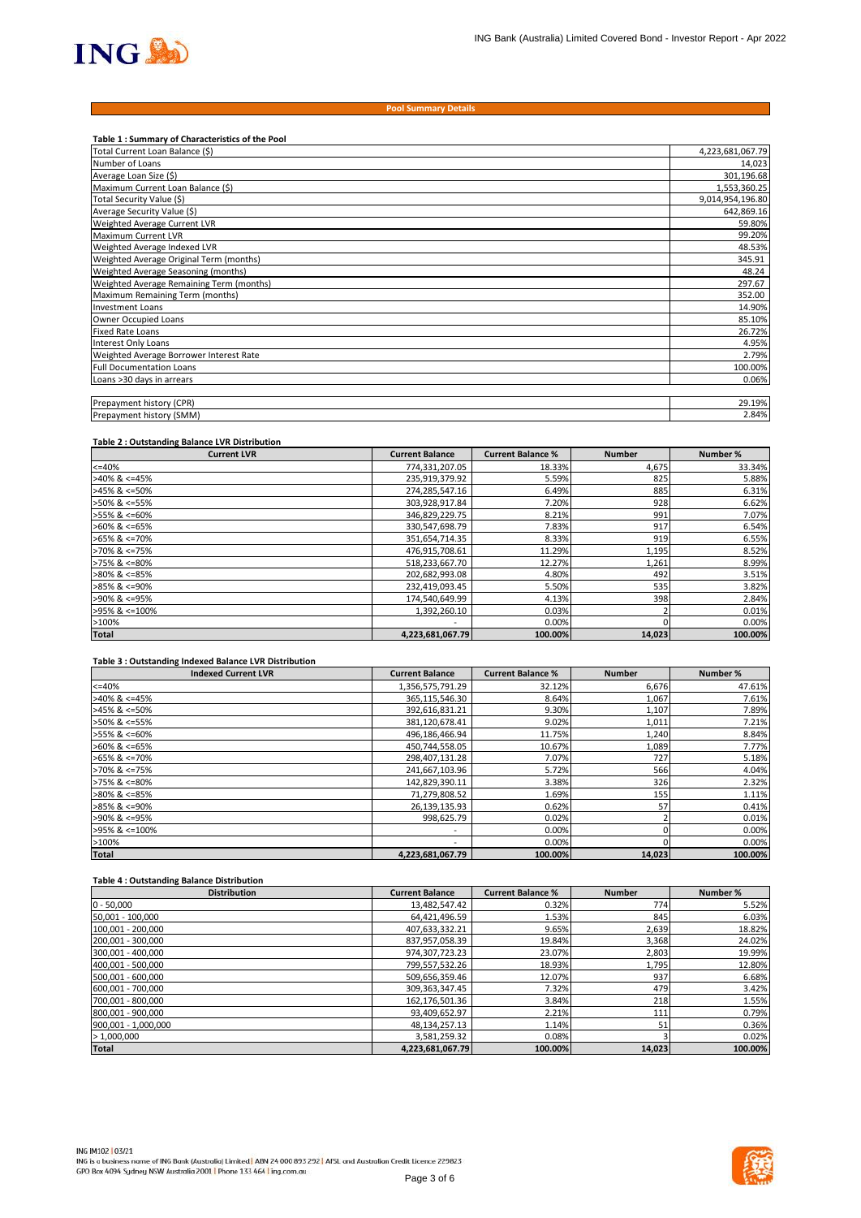## Pool Summary Details

### Table 1 : Summary of Characteristics of the Pool

| | |
|---|---|
| Total Current Loan Balance ($) | 4,223,681,067.79 |
| Number of Loans | 14,023 |
| Average Loan Size ($) | 301,196.68 |
| Maximum Current Loan Balance ($) | 1,553,360.25 |
| Total Security Value ($) | 9,014,954,196.80 |
| Average Security Value ($) | 642,869.16 |
| Weighted Average Current LVR | 59.80% |
| Maximum Current LVR | 99.20% |
| Weighted Average Indexed LVR | 48.53% |
| Weighted Average Original Term (months) | 345.91 |
| Weighted Average Seasoning (months) | 48.24 |
| Weighted Average Remaining Term (months) | 297.67 |
| Maximum Remaining Term (months) | 352.00 |
| Investment Loans | 14.90% |
| Owner Occupied Loans | 85.10% |
| Fixed Rate Loans | 26.72% |
| Interest Only Loans | 4.95% |
| Weighted Average Borrower Interest Rate | 2.79% |
| Full Documentation Loans | 100.00% |
| Loans >30 days in arrears | 0.06% |
| | |
| Prepayment history (CPR) | 29.19% |
| Prepayment history (SMM) | 2.84% |

### Table 2 : Outstanding Balance LVR Distribution

| Current LVR | Current Balance | Current Balance % | Number | Number % |
|---|---|---|---|---|
| <=40% | 774,331,207.05 | 18.33% | 4,675 | 33.34% |
| >40% & <=45% | 235,919,379.92 | 5.59% | 825 | 5.88% |
| >45% & <=50% | 274,285,547.16 | 6.49% | 885 | 6.31% |
| >50% & <=55% | 303,928,917.84 | 7.20% | 928 | 6.62% |
| >55% & <=60% | 346,829,229.75 | 8.21% | 991 | 7.07% |
| >60% & <=65% | 330,547,698.79 | 7.83% | 917 | 6.54% |
| >65% & <=70% | 351,654,714.35 | 8.33% | 919 | 6.55% |
| >70% & <=75% | 476,915,708.61 | 11.29% | 1,195 | 8.52% |
| >75% & <=80% | 518,233,667.70 | 12.27% | 1,261 | 8.99% |
| >80% & <=85% | 202,682,993.08 | 4.80% | 492 | 3.51% |
| >85% & <=90% | 232,419,093.45 | 5.50% | 535 | 3.82% |
| >90% & <=95% | 174,540,649.99 | 4.13% | 398 | 2.84% |
| >95% & <=100% | 1,392,260.10 | 0.03% | 2 | 0.01% |
| >100% | - | 0.00% | 0 | 0.00% |
| **Total** | **4,223,681,067.79** | **100.00%** | **14,023** | **100.00%** |

### Table 3 : Outstanding Indexed Balance LVR Distribution

| Indexed Current LVR | Current Balance | Current Balance % | Number | Number % |
|---|---|---|---|---|
| <=40% | 1,356,575,791.29 | 32.12% | 6,676 | 47.61% |
| >40% & <=45% | 365,115,546.30 | 8.64% | 1,067 | 7.61% |
| >45% & <=50% | 392,616,831.21 | 9.30% | 1,107 | 7.89% |
| >50% & <=55% | 381,120,678.41 | 9.02% | 1,011 | 7.21% |
| >55% & <=60% | 496,186,466.94 | 11.75% | 1,240 | 8.84% |
| >60% & <=65% | 450,744,558.05 | 10.67% | 1,089 | 7.77% |
| >65% & <=70% | 298,407,131.28 | 7.07% | 727 | 5.18% |
| >70% & <=75% | 241,667,103.96 | 5.72% | 566 | 4.04% |
| >75% & <=80% | 142,829,390.11 | 3.38% | 326 | 2.32% |
| >80% & <=85% | 71,279,808.52 | 1.69% | 155 | 1.11% |
| >85% & <=90% | 26,139,135.93 | 0.62% | 57 | 0.41% |
| >90% & <=95% | 998,625.79 | 0.02% | 2 | 0.01% |
| >95% & <=100% | - | 0.00% | 0 | 0.00% |
| >100% | - | 0.00% | 0 | 0.00% |
| **Total** | **4,223,681,067.79** | **100.00%** | **14,023** | **100.00%** |

### Table 4 : Outstanding Balance Distribution

| Distribution | Current Balance | Current Balance % | Number | Number % |
|---|---|---|---|---|
| 0 - 50,000 | 13,482,547.42 | 0.32% | 774 | 5.52% |
| 50,001 - 100,000 | 64,421,496.59 | 1.53% | 845 | 6.03% |
| 100,001 - 200,000 | 407,633,332.21 | 9.65% | 2,639 | 18.82% |
| 200,001 - 300,000 | 837,957,058.39 | 19.84% | 3,368 | 24.02% |
| 300,001 - 400,000 | 974,307,723.23 | 23.07% | 2,803 | 19.99% |
| 400,001 - 500,000 | 799,557,532.26 | 18.93% | 1,795 | 12.80% |
| 500,001 - 600,000 | 509,656,359.46 | 12.07% | 937 | 6.68% |
| 600,001 - 700,000 | 309,363,347.45 | 7.32% | 479 | 3.42% |
| 700,001 - 800,000 | 162,176,501.36 | 3.84% | 218 | 1.55% |
| 800,001 - 900,000 | 93,409,652.97 | 2.21% | 111 | 0.79% |
| 900,001 - 1,000,000 | 48,134,257.13 | 1.14% | 51 | 0.36% |
| > 1,000,000 | 3,581,259.32 | 0.08% | 3 | 0.02% |
| **Total** | **4,223,681,067.79** | **100.00%** | **14,023** | **100.00%** |

ING IM102 | 03/21
ING is a business name of ING Bank (Australia) Limited | ABN 24 000 893 292 | AFSL and Australian Credit Licence 229823
GPO Box 4094 Sydney NSW Australia 2001 | Phone 133 464 | ing.com.au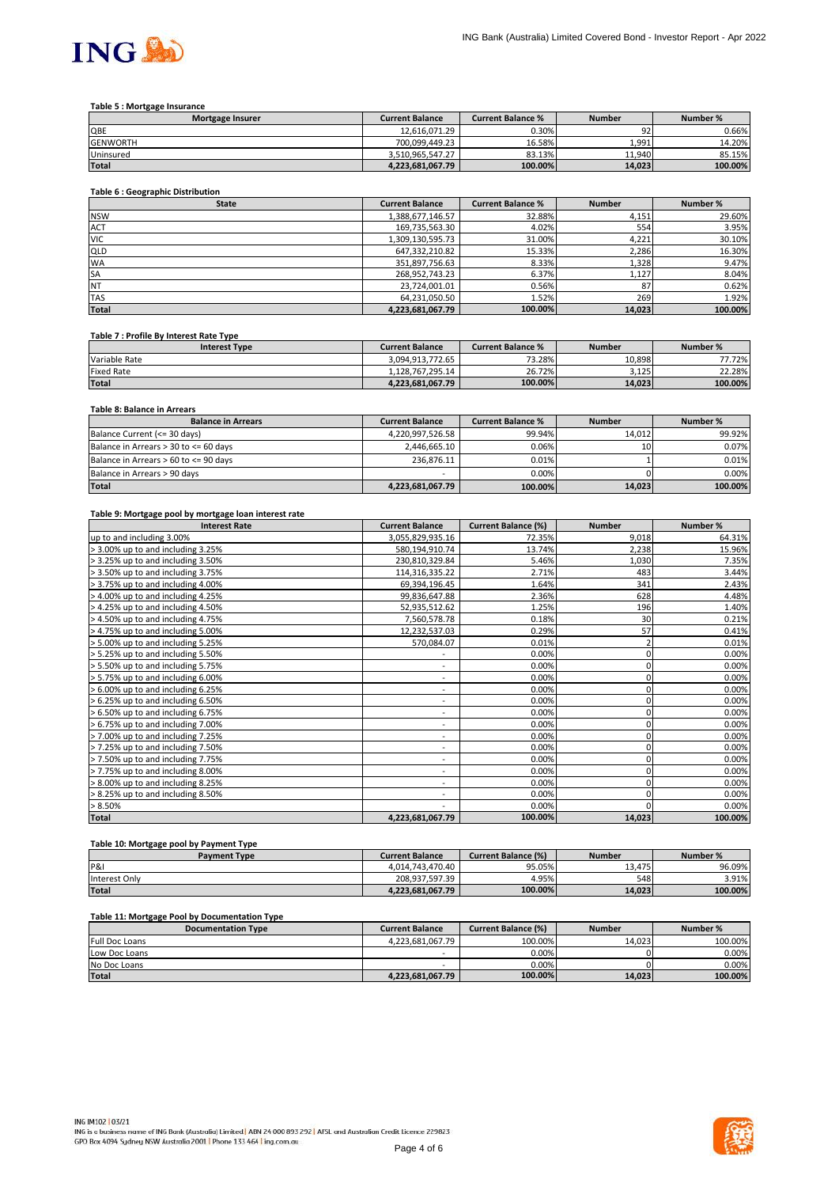### Table 5 : Mortgage Insurance

| Mortgage Insurer | Current Balance | Current Balance % | Number | Number % |
|---|---|---|---|---|
| QBE | 12,616,071.29 | 0.30% | 92 | 0.66% |
| GENWORTH | 700,099,449.23 | 16.58% | 1,991 | 14.20% |
| Uninsured | 3,510,965,547.27 | 83.13% | 11,940 | 85.15% |
| **Total** | **4,223,681,067.79** | **100.00%** | **14,023** | **100.00%** |

### Table 6 : Geographic Distribution

| State | Current Balance | Current Balance % | Number | Number % |
|---|---|---|---|---|
| NSW | 1,388,677,146.57 | 32.88% | 4,151 | 29.60% |
| ACT | 169,735,563.30 | 4.02% | 554 | 3.95% |
| VIC | 1,309,130,595.73 | 31.00% | 4,221 | 30.10% |
| QLD | 647,332,210.82 | 15.33% | 2,286 | 16.30% |
| WA | 351,897,756.63 | 8.33% | 1,328 | 9.47% |
| SA | 268,952,743.23 | 6.37% | 1,127 | 8.04% |
| NT | 23,724,001.01 | 0.56% | 87 | 0.62% |
| TAS | 64,231,050.50 | 1.52% | 269 | 1.92% |
| **Total** | **4,223,681,067.79** | **100.00%** | **14,023** | **100.00%** |

### Table 7 : Profile By Interest Rate Type

| Interest Type | Current Balance | Current Balance % | Number | Number % |
|---|---|---|---|---|
| Variable Rate | 3,094,913,772.65 | 73.28% | 10,898 | 77.72% |
| Fixed Rate | 1,128,767,295.14 | 26.72% | 3,125 | 22.28% |
| **Total** | **4,223,681,067.79** | **100.00%** | **14,023** | **100.00%** |

### Table 8: Balance in Arrears

| Balance in Arrears | Current Balance | Current Balance % | Number | Number % |
|---|---|---|---|---|
| Balance Current (<= 30 days) | 4,220,997,526.58 | 99.94% | 14,012 | 99.92% |
| Balance in Arrears > 30 to <= 60 days | 2,446,665.10 | 0.06% | 10 | 0.07% |
| Balance in Arrears > 60 to <= 90 days | 236,876.11 | 0.01% | 1 | 0.01% |
| Balance in Arrears > 90 days | - | 0.00% | 0 | 0.00% |
| **Total** | **4,223,681,067.79** | **100.00%** | **14,023** | **100.00%** |

### Table 9: Mortgage pool by mortgage loan interest rate

| Interest Rate | Current Balance | Current Balance (%) | Number | Number % |
|---|---|---|---|---|
| up to and including 3.00% | 3,055,829,935.16 | 72.35% | 9,018 | 64.31% |
| > 3.00% up to and including 3.25% | 580,194,910.74 | 13.74% | 2,238 | 15.96% |
| > 3.25% up to and including 3.50% | 230,810,329.84 | 5.46% | 1,030 | 7.35% |
| > 3.50% up to and including 3.75% | 114,316,335.22 | 2.71% | 483 | 3.44% |
| > 3.75% up to and including 4.00% | 69,394,196.45 | 1.64% | 341 | 2.43% |
| > 4.00% up to and including 4.25% | 99,836,647.88 | 2.36% | 628 | 4.48% |
| > 4.25% up to and including 4.50% | 52,935,512.62 | 1.25% | 196 | 1.40% |
| > 4.50% up to and including 4.75% | 7,560,578.78 | 0.18% | 30 | 0.21% |
| > 4.75% up to and including 5.00% | 12,232,537.03 | 0.29% | 57 | 0.41% |
| > 5.00% up to and including 5.25% | 570,084.07 | 0.01% | 2 | 0.01% |
| > 5.25% up to and including 5.50% | - | 0.00% | 0 | 0.00% |
| > 5.50% up to and including 5.75% | - | 0.00% | 0 | 0.00% |
| > 5.75% up to and including 6.00% | - | 0.00% | 0 | 0.00% |
| > 6.00% up to and including 6.25% | - | 0.00% | 0 | 0.00% |
| > 6.25% up to and including 6.50% | - | 0.00% | 0 | 0.00% |
| > 6.50% up to and including 6.75% | - | 0.00% | 0 | 0.00% |
| > 6.75% up to and including 7.00% | - | 0.00% | 0 | 0.00% |
| > 7.00% up to and including 7.25% | - | 0.00% | 0 | 0.00% |
| > 7.25% up to and including 7.50% | - | 0.00% | 0 | 0.00% |
| > 7.50% up to and including 7.75% | - | 0.00% | 0 | 0.00% |
| > 7.75% up to and including 8.00% | - | 0.00% | 0 | 0.00% |
| > 8.00% up to and including 8.25% | - | 0.00% | 0 | 0.00% |
| > 8.25% up to and including 8.50% | - | 0.00% | 0 | 0.00% |
| > 8.50% | - | 0.00% | 0 | 0.00% |
| **Total** | **4,223,681,067.79** | **100.00%** | **14,023** | **100.00%** |

### Table 10: Mortgage pool by Payment Type

| Payment Type | Current Balance | Current Balance (%) | Number | Number % |
|---|---|---|---|---|
| P&I | 4,014,743,470.40 | 95.05% | 13,475 | 96.09% |
| Interest Only | 208,937,597.39 | 4.95% | 548 | 3.91% |
| **Total** | **4,223,681,067.79** | **100.00%** | **14,023** | **100.00%** |

### Table 11: Mortgage Pool by Documentation Type

| Documentation Type | Current Balance | Current Balance (%) | Number | Number % |
|---|---|---|---|---|
| Full Doc Loans | 4,223,681,067.79 | 100.00% | 14,023 | 100.00% |
| Low Doc Loans | - | 0.00% | 0 | 0.00% |
| No Doc Loans | - | 0.00% | 0 | 0.00% |
| **Total** | **4,223,681,067.79** | **100.00%** | **14,023** | **100.00%** |

ING IM102 | 03/21
ING is a business name of ING Bank (Australia) Limited | ABN 24 000 893 292 | AFSL and Australian Credit Licence 229823
GPO Box 4094 Sydney NSW Australia 2001 | Phone 133 464 | ing.com.au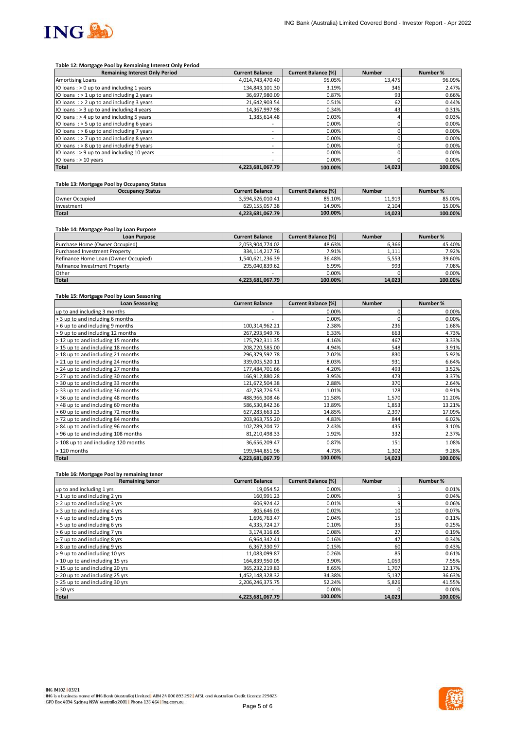#### Table 12: Mortgage Pool by Remaining Interest Only Period

| Remaining Interest Only Period | Current Balance | Current Balance (%) | Number | Number % |
|---|---|---|---|---|
| Amortising Loans | 4,014,743,470.40 | 95.05% | 13,475 | 96.09% |
| IO loans : > 0 up to and including 1 years | 134,843,101.30 | 3.19% | 346 | 2.47% |
| IO loans : > 1 up to and including 2 years | 36,697,980.09 | 0.87% | 93 | 0.66% |
| IO loans : > 2 up to and including 3 years | 21,642,903.54 | 0.51% | 62 | 0.44% |
| IO loans : > 3 up to and including 4 years | 14,367,997.98 | 0.34% | 43 | 0.31% |
| IO loans : > 4 up to and including 5 years | 1,385,614.48 | 0.03% | 4 | 0.03% |
| IO loans : > 5 up to and including 6 years | - | 0.00% | 0 | 0.00% |
| IO loans : > 6 up to and including 7 years | - | 0.00% | 0 | 0.00% |
| IO loans : > 7 up to and including 8 years | - | 0.00% | 0 | 0.00% |
| IO loans : > 8 up to and including 9 years | - | 0.00% | 0 | 0.00% |
| IO loans : > 9 up to and including 10 years | - | 0.00% | 0 | 0.00% |
| IO loans : > 10 years | - | 0.00% | 0 | 0.00% |
| **Total** | **4,223,681,067.79** | **100.00%** | **14,023** | **100.00%** |

#### Table 13: Mortgage Pool by Occupancy Status

| Occupancy Status | Current Balance | Current Balance (%) | Number | Number % |
|---|---|---|---|---|
| Owner Occupied | 3,594,526,010.41 | 85.10% | 11,919 | 85.00% |
| Investment | 629,155,057.38 | 14.90% | 2,104 | 15.00% |
| **Total** | **4,223,681,067.79** | **100.00%** | **14,023** | **100.00%** |

#### Table 14: Mortgage Pool by Loan Purpose

| Loan Purpose | Current Balance | Current Balance (%) | Number | Number % |
|---|---|---|---|---|
| Purchase Home (Owner Occupied) | 2,053,904,774.02 | 48.63% | 6,366 | 45.40% |
| Purchased Investment Property | 334,114,217.76 | 7.91% | 1,111 | 7.92% |
| Refinance Home Loan (Owner Occupied) | 1,540,621,236.39 | 36.48% | 5,553 | 39.60% |
| Refinance Investment Property | 295,040,839.62 | 6.99% | 993 | 7.08% |
| Other | - | 0.00% | 0 | 0.00% |
| **Total** | **4,223,681,067.79** | **100.00%** | **14,023** | **100.00%** |

#### Table 15: Mortgage Pool by Loan Seasoning

| Loan Seasoning | Current Balance | Current Balance (%) | Number | Number % |
|---|---|---|---|---|
| up to and including 3 months | - | 0.00% | 0 | 0.00% |
| > 3 up to and including 6 months | - | 0.00% | 0 | 0.00% |
| > 6 up to and including 9 months | 100,314,962.21 | 2.38% | 236 | 1.68% |
| > 9 up to and including 12 months | 267,293,949.76 | 6.33% | 663 | 4.73% |
| > 12 up to and including 15 months | 175,792,311.35 | 4.16% | 467 | 3.33% |
| > 15 up to and including 18 months | 208,720,585.00 | 4.94% | 548 | 3.91% |
| > 18 up to and including 21 months | 296,379,592.78 | 7.02% | 830 | 5.92% |
| > 21 up to and including 24 months | 339,005,520.11 | 8.03% | 931 | 6.64% |
| > 24 up to and including 27 months | 177,484,701.66 | 4.20% | 493 | 3.52% |
| > 27 up to and including 30 months | 166,912,880.28 | 3.95% | 473 | 3.37% |
| > 30 up to and including 33 months | 121,672,504.38 | 2.88% | 370 | 2.64% |
| > 33 up to and including 36 months | 42,758,726.53 | 1.01% | 128 | 0.91% |
| > 36 up to and including 48 months | 488,966,308.46 | 11.58% | 1,570 | 11.20% |
| > 48 up to and including 60 months | 586,530,842.36 | 13.89% | 1,853 | 13.21% |
| > 60 up to and including 72 months | 627,283,663.23 | 14.85% | 2,397 | 17.09% |
| > 72 up to and including 84 months | 203,963,755.20 | 4.83% | 844 | 6.02% |
| > 84 up to and including 96 months | 102,789,204.72 | 2.43% | 435 | 3.10% |
| > 96 up to and including 108 months | 81,210,498.33 | 1.92% | 332 | 2.37% |
| > 108 up to and including 120 months | 36,656,209.47 | 0.87% | 151 | 1.08% |
| > 120 months | 199,944,851.96 | 4.73% | 1,302 | 9.28% |
| **Total** | **4,223,681,067.79** | **100.00%** | **14,023** | **100.00%** |

#### Table 16: Mortgage Pool by remaining tenor

| Remaining tenor | Current Balance | Current Balance (%) | Number | Number % |
|---|---|---|---|---|
| up to and including 1 yrs | 19,054.52 | 0.00% | 1 | 0.01% |
| > 1 up to and including 2 yrs | 160,991.23 | 0.00% | 5 | 0.04% |
| > 2 up to and including 3 yrs | 606,924.42 | 0.01% | 9 | 0.06% |
| > 3 up to and including 4 yrs | 805,646.03 | 0.02% | 10 | 0.07% |
| > 4 up to and including 5 yrs | 1,696,763.47 | 0.04% | 15 | 0.11% |
| > 5 up to and including 6 yrs | 4,335,724.27 | 0.10% | 35 | 0.25% |
| > 6 up to and including 7 yrs | 3,174,316.65 | 0.08% | 27 | 0.19% |
| > 7 up to and including 8 yrs | 6,964,342.41 | 0.16% | 47 | 0.34% |
| > 8 up to and including 9 yrs | 6,367,330.97 | 0.15% | 60 | 0.43% |
| > 9 up to and including 10 yrs | 11,083,099.87 | 0.26% | 85 | 0.61% |
| > 10 up to and including 15 yrs | 164,839,950.05 | 3.90% | 1,059 | 7.55% |
| > 15 up to and including 20 yrs | 365,232,219.83 | 8.65% | 1,707 | 12.17% |
| > 20 up to and including 25 yrs | 1,452,148,328.32 | 34.38% | 5,137 | 36.63% |
| > 25 up to and including 30 yrs | 2,206,246,375.75 | 52.24% | 5,826 | 41.55% |
| > 30 yrs | - | 0.00% | 0 | 0.00% |
| **Total** | **4,223,681,067.79** | **100.00%** | **14,023** | **100.00%** |

ING IM102 | 03/21
ING is a business name of ING Bank (Australia) Limited | ABN 24 000 893 292 | AFSL and Australian Credit Licence 229823
GPO Box 4094 Sydney NSW Australia 2001 | Phone 133 464 | ing.com.au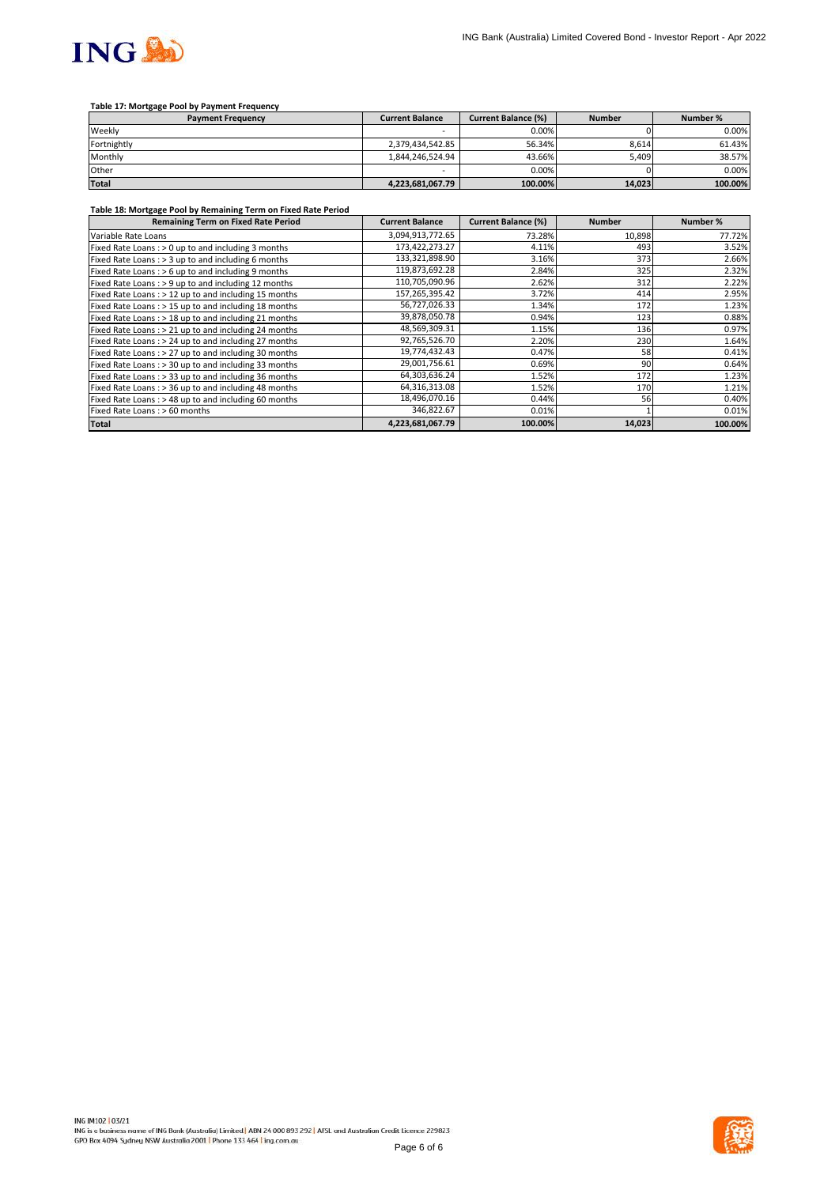**Table 17: Mortgage Pool by Payment Frequency**

| Payment Frequency | Current Balance | Current Balance (%) | Number | Number % |
|---|---|---|---|---|
| Weekly | - | 0.00% | 0 | 0.00% |
| Fortnightly | 2,379,434,542.85 | 56.34% | 8,614 | 61.43% |
| Monthly | 1,844,246,524.94 | 43.66% | 5,409 | 38.57% |
| Other | - | 0.00% | 0 | 0.00% |
| **Total** | **4,223,681,067.79** | **100.00%** | **14,023** | **100.00%** |

**Table 18: Mortgage Pool by Remaining Term on Fixed Rate Period**

| Remaining Term on Fixed Rate Period | Current Balance | Current Balance (%) | Number | Number % |
|---|---|---|---|---|
| Variable Rate Loans | 3,094,913,772.65 | 73.28% | 10,898 | 77.72% |
| Fixed Rate Loans : > 0 up to and including 3 months | 173,422,273.27 | 4.11% | 493 | 3.52% |
| Fixed Rate Loans : > 3 up to and including 6 months | 133,321,898.90 | 3.16% | 373 | 2.66% |
| Fixed Rate Loans : > 6 up to and including 9 months | 119,873,692.28 | 2.84% | 325 | 2.32% |
| Fixed Rate Loans : > 9 up to and including 12 months | 110,705,090.96 | 2.62% | 312 | 2.22% |
| Fixed Rate Loans : > 12 up to and including 15 months | 157,265,395.42 | 3.72% | 414 | 2.95% |
| Fixed Rate Loans : > 15 up to and including 18 months | 56,727,026.33 | 1.34% | 172 | 1.23% |
| Fixed Rate Loans : > 18 up to and including 21 months | 39,878,050.78 | 0.94% | 123 | 0.88% |
| Fixed Rate Loans : > 21 up to and including 24 months | 48,569,309.31 | 1.15% | 136 | 0.97% |
| Fixed Rate Loans : > 24 up to and including 27 months | 92,765,526.70 | 2.20% | 230 | 1.64% |
| Fixed Rate Loans : > 27 up to and including 30 months | 19,774,432.43 | 0.47% | 58 | 0.41% |
| Fixed Rate Loans : > 30 up to and including 33 months | 29,001,756.61 | 0.69% | 90 | 0.64% |
| Fixed Rate Loans : > 33 up to and including 36 months | 64,303,636.24 | 1.52% | 172 | 1.23% |
| Fixed Rate Loans : > 36 up to and including 48 months | 64,316,313.08 | 1.52% | 170 | 1.21% |
| Fixed Rate Loans : > 48 up to and including 60 months | 18,496,070.16 | 0.44% | 56 | 0.40% |
| Fixed Rate Loans : > 60 months | 346,822.67 | 0.01% | 1 | 0.01% |
| **Total** | **4,223,681,067.79** | **100.00%** | **14,023** | **100.00%** |

ING IM102 | 03/21
ING is a business name of ING Bank (Australia) Limited | ABN 24 000 893 292 | AFSL and Australian Credit Licence 229823
GPO Box 4094 Sydney NSW Australia 2001 | Phone 133 464 | ing.com.au